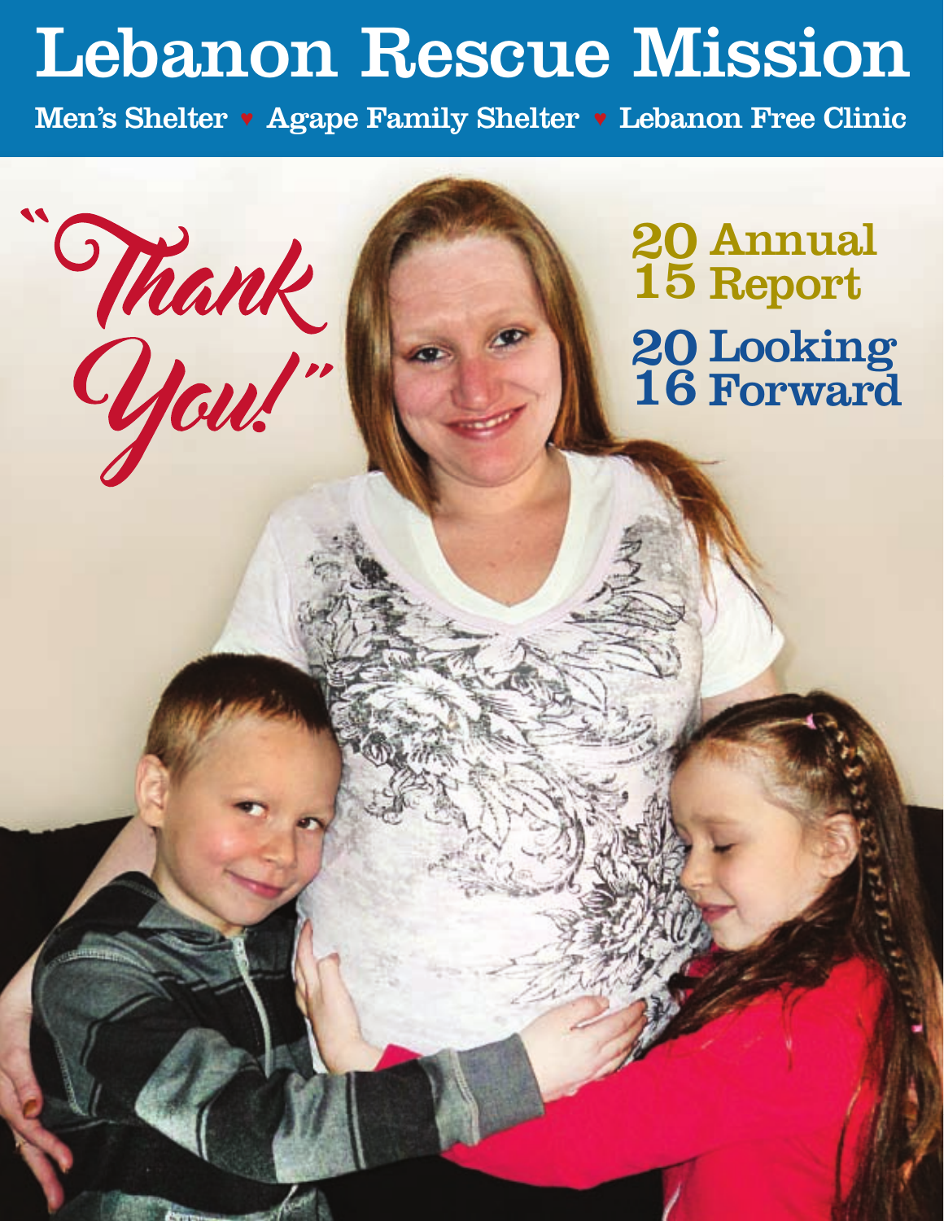# Lebanon Rescue Mission

Men's Shelter ♥ Agape Family Shelter ♥ Lebanon Free Clinic

"Thank You!"

## 2015 Annual Report

## 2016 Looking Forward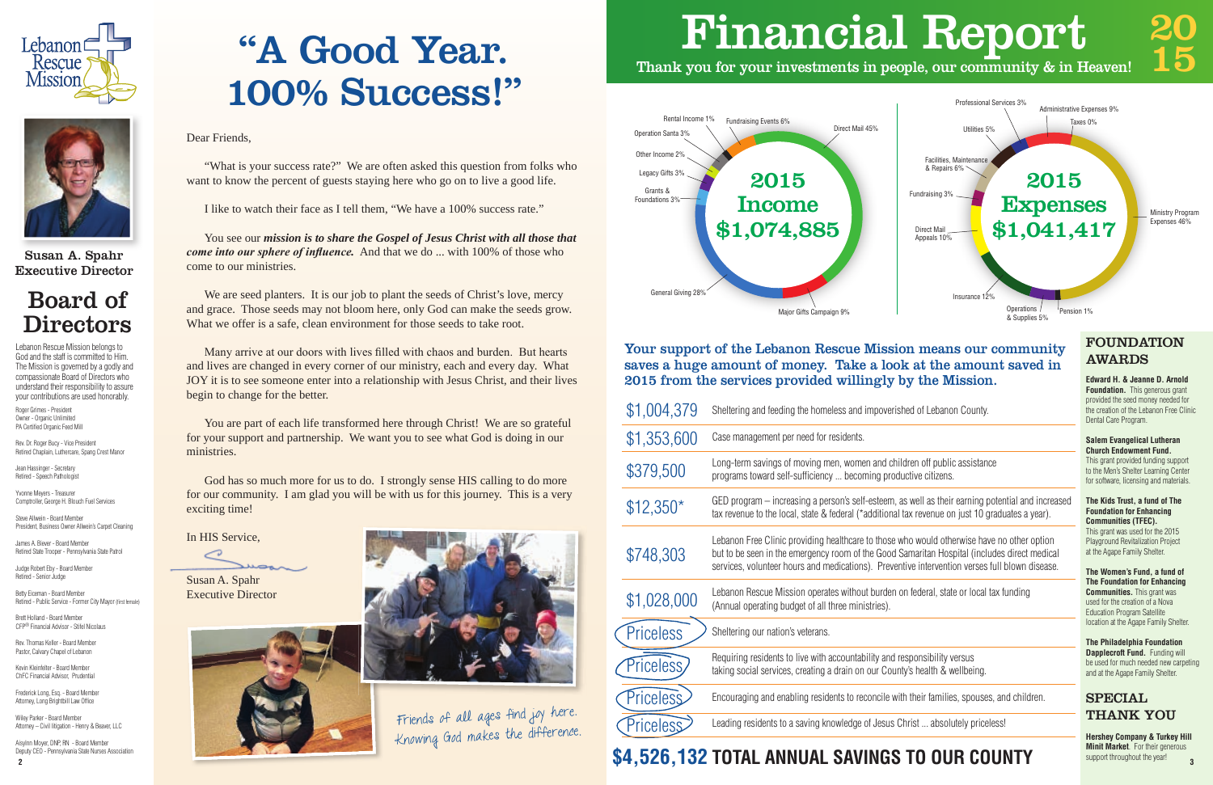Lebanon Rescue Mission

Susan A. Spahr
Executive Director

## Board of Directors

Lebanon Rescue Mission belongs to God and the staff is committed to Him. The Mission is governed by a godly and compassionate Board of Directors who understand their responsibility to assure your contributions are used honorably.

Roger Grimes - President
Owner - Organic Unlimited
PA Certified Organic Feed Mill

Rev. Dr. Roger Bucy - Vice President
Retired Chaplain, Luthercare, Spang Crest Manor

Jean Hassinger - Secretary
Retired - Speech Pathologist

Yvonne Meyers - Treasurer
Comptroller, George H. Blouch Fuel Services

Steve Allwein - Board Member
President, Business Owner Allwein's Carpet Cleaning

James A. Biever - Board Member
Retired State Trooper - Pennsylvania State Patrol

Judge Robert Eby - Board Member
Retired - Senior Judge

Betty Eiceman - Board Member
Retired - Public Service - Former City Mayor (first female)

Brett Holland - Board Member
CFP® Financial Advisor - Stifel Nicolaus

Rev. Thomas Keller - Board Member
Pastor, Calvary Chapel of Lebanon

Kevin Kleinfelter - Board Member
ChFC Financial Advisor, Prudential

Frederick Long, Esq. - Board Member
Attorney, Long Brightbill Law Office

Wiley Parker - Board Member
Attorney – Civil litigation - Henry & Beaver, LLC

Aisylnn Moyer, DNP, RN - Board Member
Deputy CEO - Pennsylvania State Nurses Association

# "A Good Year. 100% Success!"

Dear Friends,

"What is your success rate?" We are often asked this question from folks who want to know the percent of guests staying here who go on to live a good life.

I like to watch their face as I tell them, "We have a 100% success rate."

You see our ***mission is to share the Gospel of Jesus Christ with all those that come into our sphere of influence.*** And that we do ... with 100% of those who come to our ministries.

We are seed planters. It is our job to plant the seeds of Christ's love, mercy and grace. Those seeds may not bloom here, only God can make the seeds grow. What we offer is a safe, clean environment for those seeds to take root.

Many arrive at our doors with lives filled with chaos and burden. But hearts and lives are changed in every corner of our ministry, each and every day. What JOY it is to see someone enter into a relationship with Jesus Christ, and their lives begin to change for the better.

You are part of each life transformed here through Christ! We are so grateful for your support and partnership. We want you to see what God is doing in our ministries.

God has so much more for us to do. I strongly sense HIS calling to do more for our community. I am glad you will be with us for this journey. This is a very exciting time!

In HIS Service,

Susan A. Spahr
Executive Director

Friends of all ages find joy here. Knowing God makes the difference.

# Financial Report 2015

Thank you for your investments in people, our community & in Heaven!

## 2015 Income $1,074,885

| Source | Percent |
|---|---|
| Direct Mail | 45% |
| General Giving | 28% |
| Major Gifts Campaign | 9% |
| Fundraising Events | 6% |
| Operation Santa | 3% |
| Legacy Gifts | 3% |
| Grants & Foundations | 3% |
| Other Income | 2% |
| Rental Income | 1% |

## 2015 Expenses $1,041,417

| Category | Percent |
|---|---|
| Ministry Program Expenses | 46% |
| Insurance | 12% |
| Direct Mail Appeals | 10% |
| Administrative Expenses | 9% |
| Facilities, Maintenance & Repairs | 6% |
| Utilities | 5% |
| Operations & Supplies | 5% |
| Fundraising | 3% |
| Professional Services | 3% |
| Pension | 1% |
| Taxes | 0% |

### Your support of the Lebanon Rescue Mission means our community saves a huge amount of money. Take a look at the amount saved in 2015 from the services provided willingly by the Mission.

| Amount | Service |
|---|---|
| $1,004,379 | Sheltering and feeding the homeless and impoverished of Lebanon County. |
| $1,353,600 | Case management per need for residents. |
| $379,500 | Long-term savings of moving men, women and children off public assistance programs toward self-sufficiency ... becoming productive citizens. |
| $12,350* | GED program – increasing a person's self-esteem, as well as their earning potential and increased tax revenue to the local, state & federal (*additional tax revenue on just 10 graduates a year). |
| $748,303 | Lebanon Free Clinic providing healthcare to those who would otherwise have no other option but to be seen in the emergency room of the Good Samaritan Hospital (includes direct medical services, volunteer hours and medications). Preventive intervention verses full blown disease. |
| $1,028,000 | Lebanon Rescue Mission operates without burden on federal, state or local tax funding (Annual operating budget of all three ministries). |
| Priceless | Sheltering our nation's veterans. |
| Priceless | Requiring residents to live with accountability and responsibility versus taking social services, creating a drain on our County's health & wellbeing. |
| Priceless | Encouraging and enabling residents to reconcile with their families, spouses, and children. |
| Priceless | Leading residents to a saving knowledge of Jesus Christ ... absolutely priceless! |

## $4,526,132 TOTAL ANNUAL SAVINGS TO OUR COUNTY

## FOUNDATION AWARDS

**Edward H. & Jeanne D. Arnold Foundation.** This generous grant provided the seed money needed for the creation of the Lebanon Free Clinic Dental Care Program.

**Salem Evangelical Lutheran Church Endowment Fund.** This grant provided funding support to the Men's Shelter Learning Center for software, licensing and materials.

**The Kids Trust, a fund of The Foundation for Enhancing Communities (TFEC).** This grant was used for the 2015 Playground Revitalization Project at the Agape Family Shelter.

**The Women's Fund, a fund of The Foundation for Enhancing Communities.** This grant was used for the creation of a Nova Education Program Satellite location at the Agape Family Shelter.

**The Philadelphia Foundation Dapplecroft Fund.** Funding will be used for much needed new carpeting and at the Agape Family Shelter.

## SPECIAL THANK YOU

**Hershey Company & Turkey Hill Minit Market**. For their generous support throughout the year!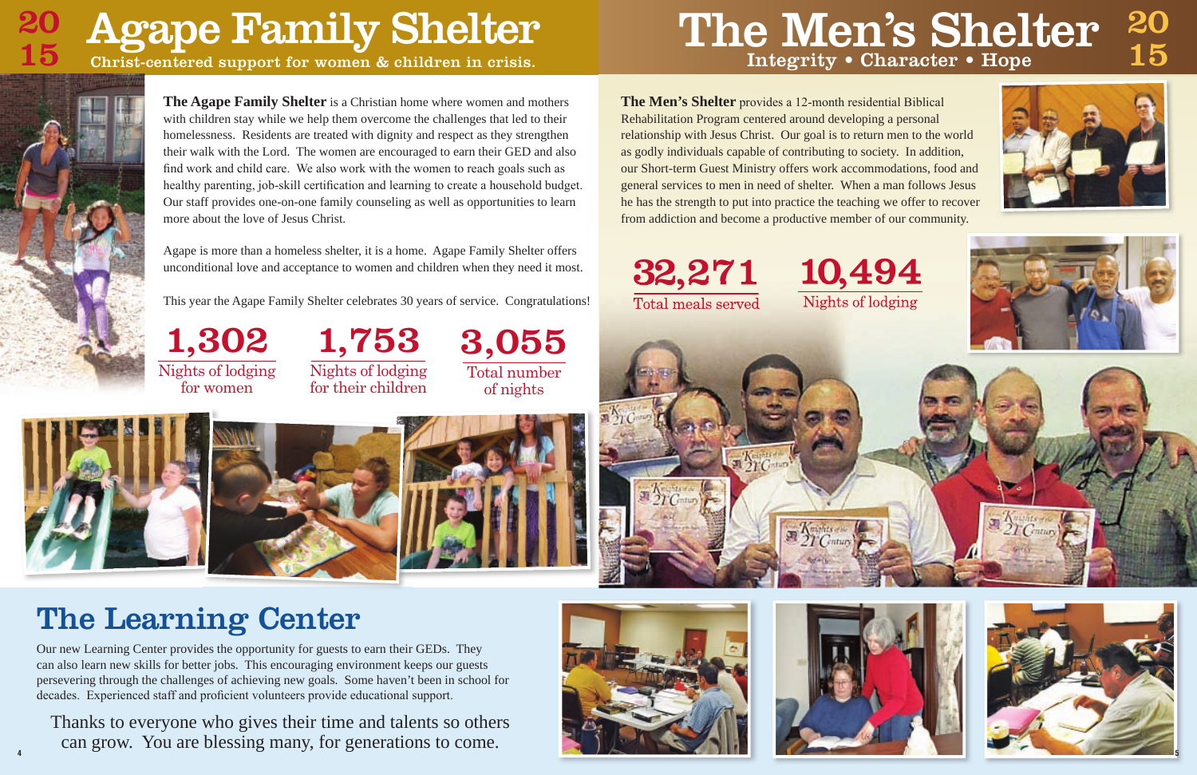# 2015 Agape Family Shelter

Christ-centered support for women & children in crisis.

**The Agape Family Shelter** is a Christian home where women and mothers with children stay while we help them overcome the challenges that led to their homelessness. Residents are treated with dignity and respect as they strengthen their walk with the Lord. The women are encouraged to earn their GED and also find work and child care. We also work with the women to reach goals such as healthy parenting, job-skill certification and learning to create a household budget. Our staff provides one-on-one family counseling as well as opportunities to learn more about the love of Jesus Christ.

Agape is more than a homeless shelter, it is a home. Agape Family Shelter offers unconditional love and acceptance to women and children when they need it most.

This year the Agape Family Shelter celebrates 30 years of service. Congratulations!

**1,302** Nights of lodging for women

**1,753** Nights of lodging for their children

**3,055** Total number of nights

# The Men's Shelter 2015

Integrity • Character • Hope

**The Men's Shelter** provides a 12-month residential Biblical Rehabilitation Program centered around developing a personal relationship with Jesus Christ. Our goal is to return men to the world as godly individuals capable of contributing to society. In addition, our Short-term Guest Ministry offers work accommodations, food and general services to men in need of shelter. When a man follows Jesus he has the strength to put into practice the teaching we offer to recover from addiction and become a productive member of our community.

**32,271** Total meals served

**10,494** Nights of lodging

# The Learning Center

Our new Learning Center provides the opportunity for guests to earn their GEDs. They can also learn new skills for better jobs. This encouraging environment keeps our guests persevering through the challenges of achieving new goals. Some haven't been in school for decades. Experienced staff and proficient volunteers provide educational support.

Thanks to everyone who gives their time and talents so others can grow. You are blessing many, for generations to come.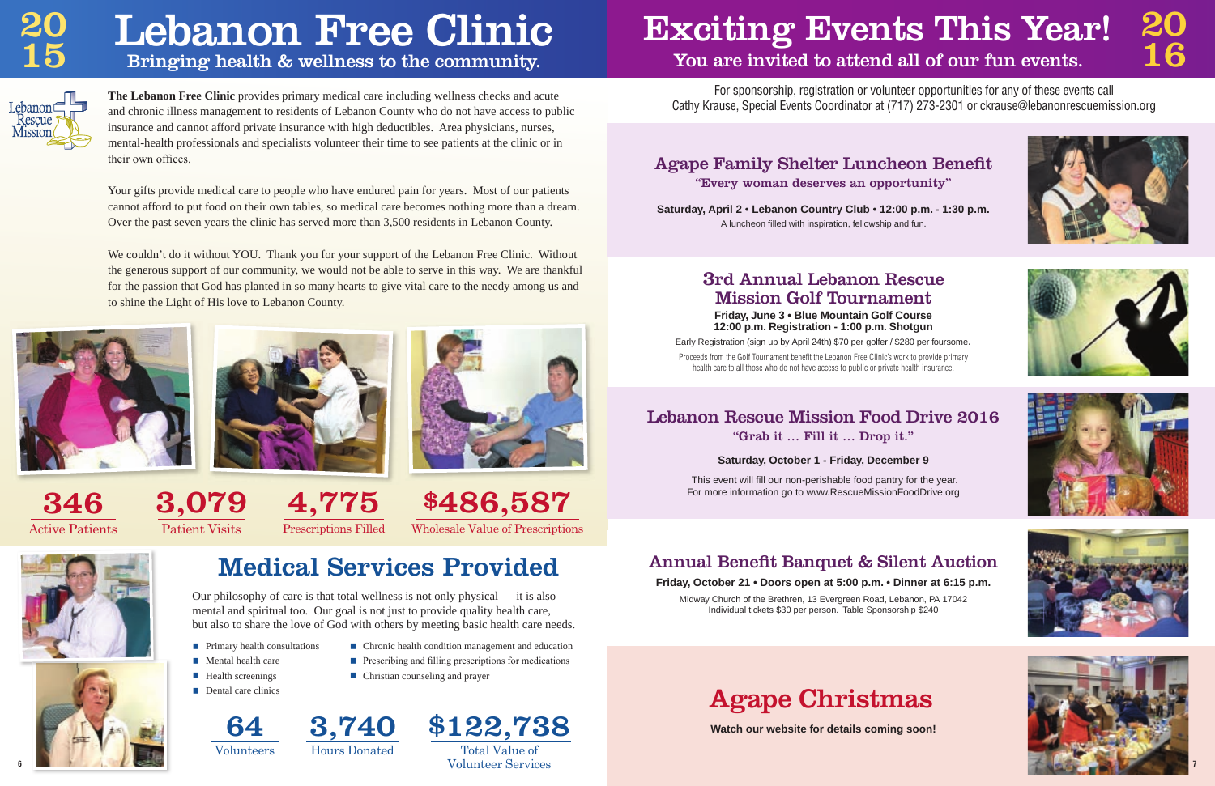# 2015 Lebanon Free Clinic

## Bringing health & wellness to the community.

**The Lebanon Free Clinic** provides primary medical care including wellness checks and acute and chronic illness management to residents of Lebanon County who do not have access to public insurance and cannot afford private insurance with high deductibles. Area physicians, nurses, mental-health professionals and specialists volunteer their time to see patients at the clinic or in their own offices.

Your gifts provide medical care to people who have endured pain for years. Most of our patients cannot afford to put food on their own tables, so medical care becomes nothing more than a dream. Over the past seven years the clinic has served more than 3,500 residents in Lebanon County.

We couldn't do it without YOU. Thank you for your support of the Lebanon Free Clinic. Without the generous support of our community, we would not be able to serve in this way. We are thankful for the passion that God has planted in so many hearts to give vital care to the needy among us and to shine the Light of His love to Lebanon County.

**346** Active Patients

**3,079** Patient Visits

**4,775** Prescriptions Filled

**$486,587** Wholesale Value of Prescriptions

## Medical Services Provided

Our philosophy of care is that total wellness is not only physical — it is also mental and spiritual too. Our goal is not just to provide quality health care, but also to share the love of God with others by meeting basic health care needs.

- Primary health consultations
- Mental health care
- Health screenings
- Dental care clinics
- Chronic health condition management and education
- Prescribing and filling prescriptions for medications
- Christian counseling and prayer

**64** Volunteers

**3,740** Hours Donated

**$122,738** Total Value of Volunteer Services

# Exciting Events This Year! 2016

## You are invited to attend all of our fun events.

For sponsorship, registration or volunteer opportunities for any of these events call Cathy Krause, Special Events Coordinator at (717) 273-2301 or ckrause@lebanonrescuemission.org

### Agape Family Shelter Luncheon Benefit

"Every woman deserves an opportunity"

**Saturday, April 2 • Lebanon Country Club • 12:00 p.m. - 1:30 p.m.**

A luncheon filled with inspiration, fellowship and fun.

### 3rd Annual Lebanon Rescue Mission Golf Tournament

**Friday, June 3 • Blue Mountain Golf Course**
**12:00 p.m. Registration - 1:00 p.m. Shotgun**

Early Registration (sign up by April 24th) $70 per golfer / $280 per foursome.

Proceeds from the Golf Tournament benefit the Lebanon Free Clinic's work to provide primary health care to all those who do not have access to public or private health insurance.

### Lebanon Rescue Mission Food Drive 2016

"Grab it … Fill it … Drop it."

**Saturday, October 1 - Friday, December 9**

This event will fill our non-perishable food pantry for the year.
For more information go to www.RescueMissionFoodDrive.org

### Annual Benefit Banquet & Silent Auction

**Friday, October 21 • Doors open at 5:00 p.m. • Dinner at 6:15 p.m.**

Midway Church of the Brethren, 13 Evergreen Road, Lebanon, PA 17042
Individual tickets $30 per person. Table Sponsorship $240

### Agape Christmas

**Watch our website for details coming soon!**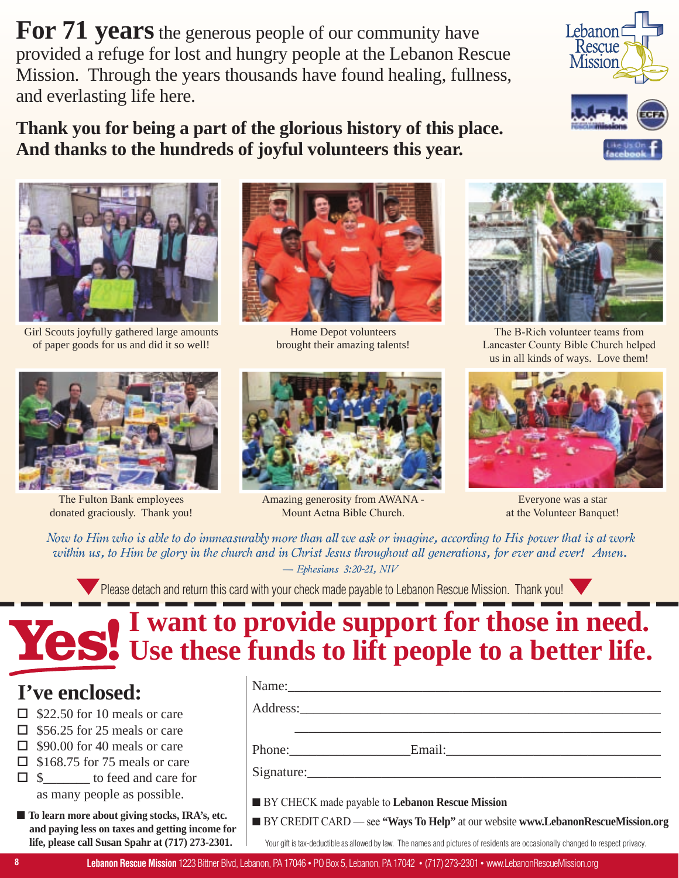**For 71 years** the generous people of our community have provided a refuge for lost and hungry people at the Lebanon Rescue Mission. Through the years thousands have found healing, fullness, and everlasting life here.

**Thank you for being a part of the glorious history of this place. And thanks to the hundreds of joyful volunteers this year.**

Lebanon Rescue Mission

Like Us On facebook

Girl Scouts joyfully gathered large amounts of paper goods for us and did it so well!

Home Depot volunteers brought their amazing talents!

The B-Rich volunteer teams from Lancaster County Bible Church helped us in all kinds of ways. Love them!

The Fulton Bank employees donated graciously. Thank you!

Amazing generosity from AWANA - Mount Aetna Bible Church.

Everyone was a star at the Volunteer Banquet!

*Now to Him who is able to do immeasurably more than all we ask or imagine, according to His power that is at work within us, to Him be glory in the church and in Christ Jesus throughout all generations, for ever and ever! Amen.*

*— Ephesians 3:20-21, NIV*

Please detach and return this card with your check made payable to Lebanon Rescue Mission. Thank you!

---

# Yes! I want to provide support for those in need. Use these funds to lift people to a better life.

## I've enclosed:

- ☐ $22.50 for 10 meals or care
- ☐ $56.25 for 25 meals or care
- ☐ $90.00 for 40 meals or care
- ☐ $168.75 for 75 meals or care
- ☐ $_______ to feed and care for as many people as possible.

■ **To learn more about giving stocks, IRA's, etc. and paying less on taxes and getting income for life, please call Susan Spahr at (717) 273-2301.**

Name:______________________________________________

Address:____________________________________________

____________________________________________________

Phone:_________________ Email:_____________________________

Signature:___________________________________________

■ BY CHECK made payable to **Lebanon Rescue Mission**

■ BY CREDIT CARD — see **"Ways To Help"** at our website **www.LebanonRescueMission.org**

Your gift is tax-deductible as allowed by law. The names and pictures of residents are occasionally changed to respect privacy.

**Lebanon Rescue Mission** 1223 Bittner Blvd, Lebanon, PA 17046 • PO Box 5, Lebanon, PA 17042 • (717) 273-2301 • www.LebanonRescueMission.org